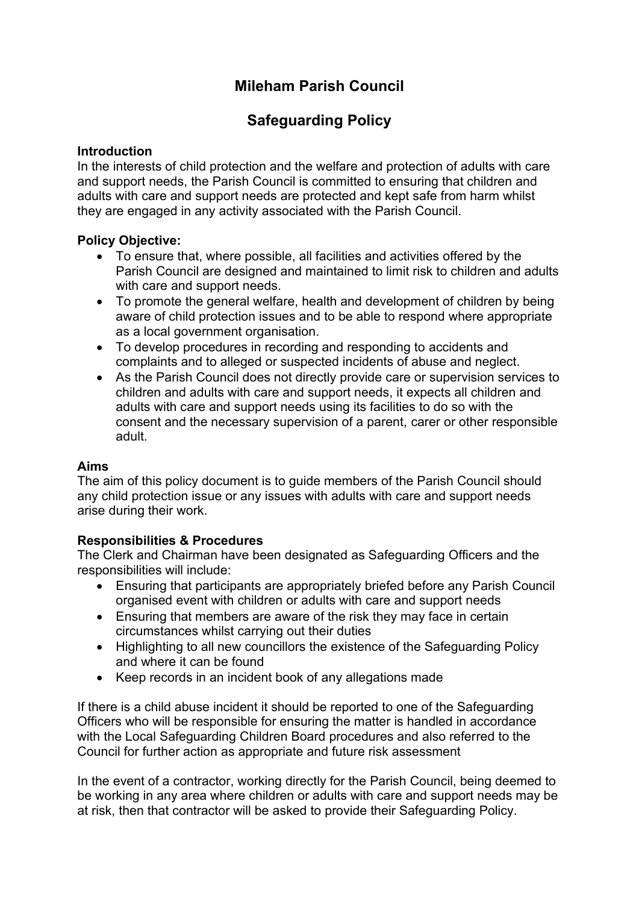# Mileham Parish Council

## Safeguarding Policy

**Introduction**
In the interests of child protection and the welfare and protection of adults with care and support needs, the Parish Council is committed to ensuring that children and adults with care and support needs are protected and kept safe from harm whilst they are engaged in any activity associated with the Parish Council.

**Policy Objective:**

- To ensure that, where possible, all facilities and activities offered by the Parish Council are designed and maintained to limit risk to children and adults with care and support needs.
- To promote the general welfare, health and development of children by being aware of child protection issues and to be able to respond where appropriate as a local government organisation.
- To develop procedures in recording and responding to accidents and complaints and to alleged or suspected incidents of abuse and neglect.
- As the Parish Council does not directly provide care or supervision services to children and adults with care and support needs, it expects all children and adults with care and support needs using its facilities to do so with the consent and the necessary supervision of a parent, carer or other responsible adult.

**Aims**
The aim of this policy document is to guide members of the Parish Council should any child protection issue or any issues with adults with care and support needs arise during their work.

**Responsibilities & Procedures**
The Clerk and Chairman have been designated as Safeguarding Officers and the responsibilities will include:

- Ensuring that participants are appropriately briefed before any Parish Council organised event with children or adults with care and support needs
- Ensuring that members are aware of the risk they may face in certain circumstances whilst carrying out their duties
- Highlighting to all new councillors the existence of the Safeguarding Policy and where it can be found
- Keep records in an incident book of any allegations made

If there is a child abuse incident it should be reported to one of the Safeguarding Officers who will be responsible for ensuring the matter is handled in accordance with the Local Safeguarding Children Board procedures and also referred to the Council for further action as appropriate and future risk assessment

In the event of a contractor, working directly for the Parish Council, being deemed to be working in any area where children or adults with care and support needs may be at risk, then that contractor will be asked to provide their Safeguarding Policy.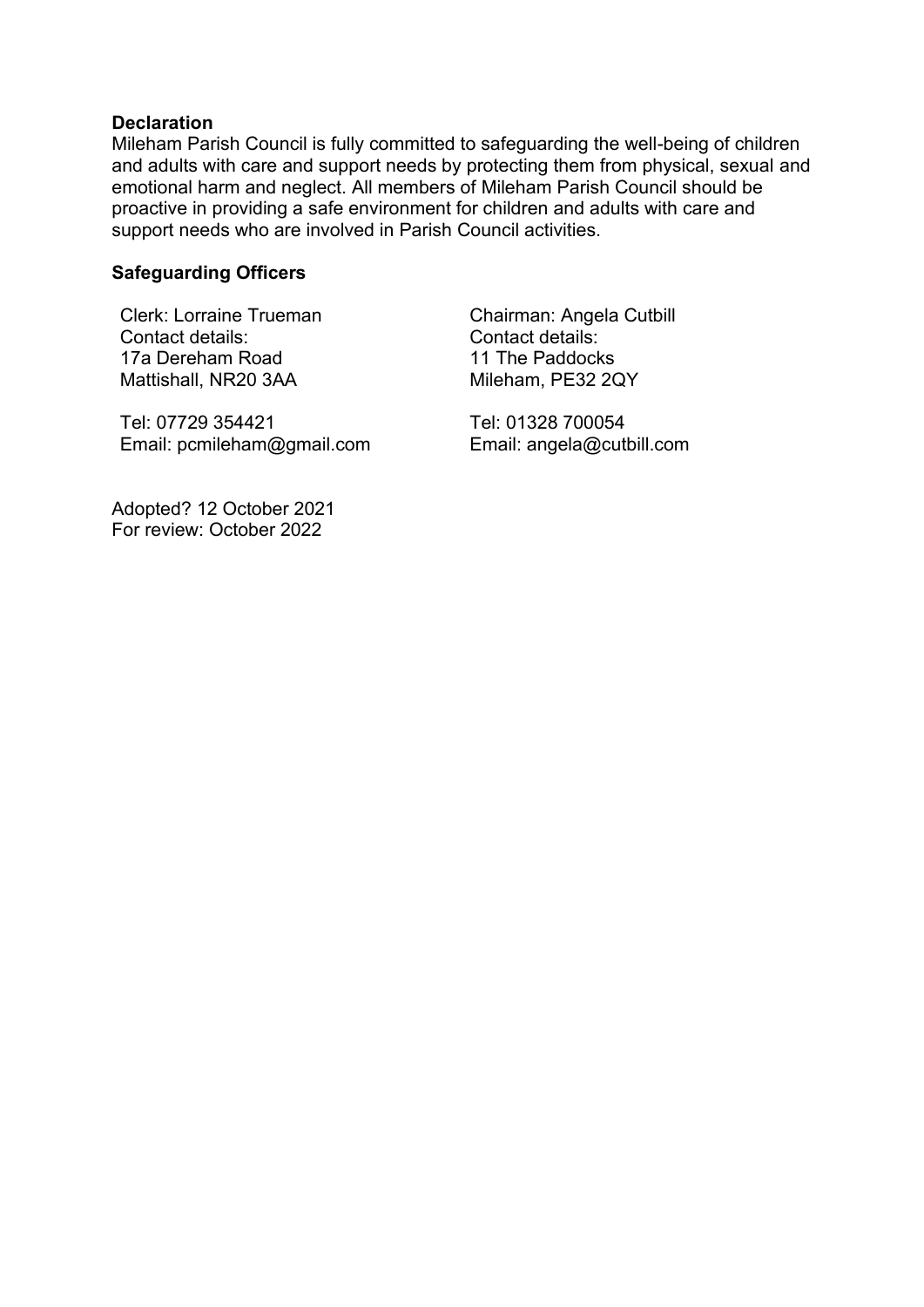**Declaration**

Mileham Parish Council is fully committed to safeguarding the well-being of children and adults with care and support needs by protecting them from physical, sexual and emotional harm and neglect. All members of Mileham Parish Council should be proactive in providing a safe environment for children and adults with care and support needs who are involved in Parish Council activities.

**Safeguarding Officers**

Clerk: Lorraine Trueman
Contact details:
17a Dereham Road
Mattishall, NR20 3AA

Tel: 07729 354421
Email: pcmileham@gmail.com

Chairman: Angela Cutbill
Contact details:
11 The Paddocks
Mileham, PE32 2QY

Tel: 01328 700054
Email: angela@cutbill.com

Adopted? 12 October 2021
For review: October 2022